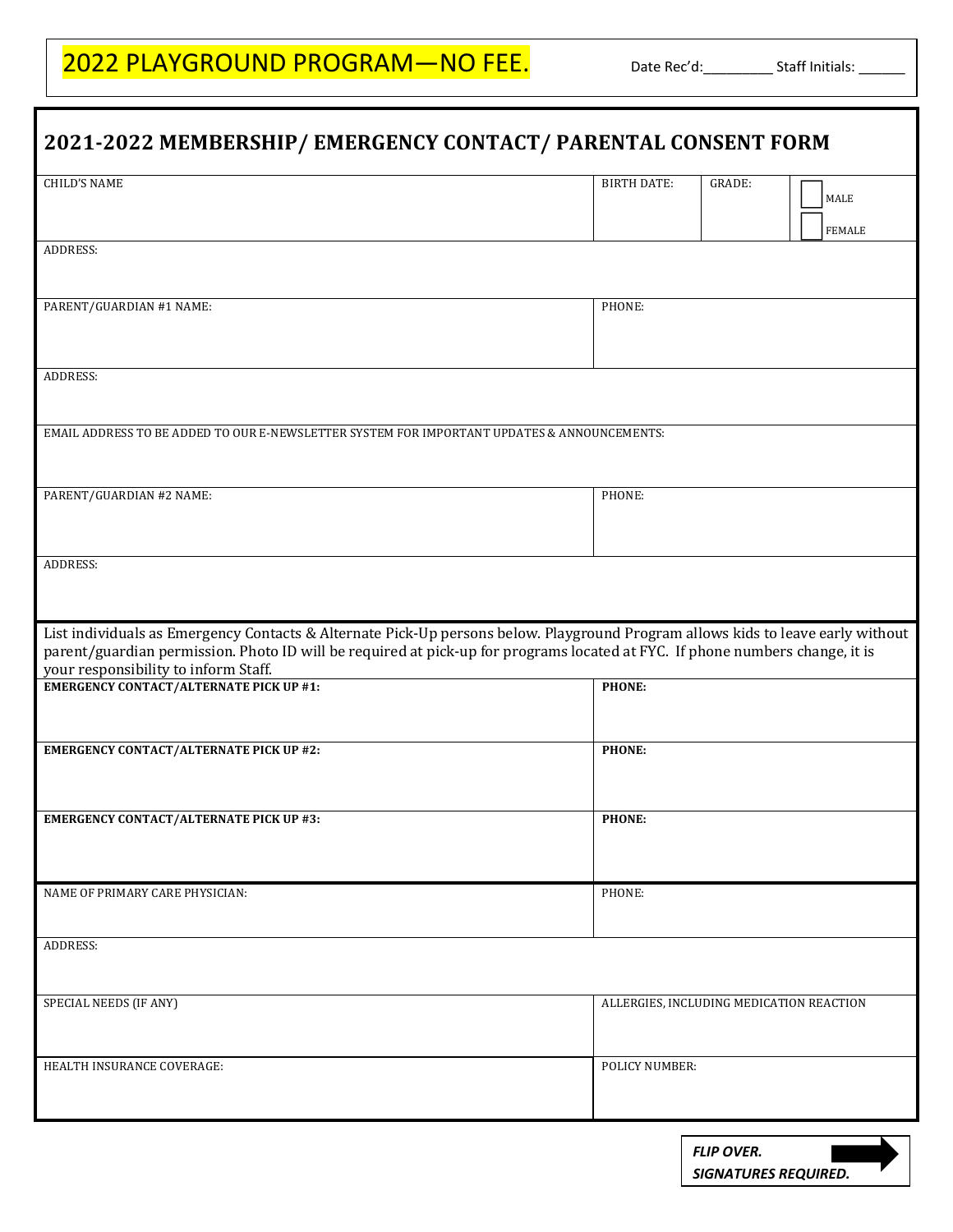# 2022 PLAYGROUND PROGRAM—NO FEE.

Date Rec'd:_________ Staff Initials: ______

## 2021-2022 MEMBERSHIP/ EMERGENCY CONTACT/ PARENTAL CONSENT FORM

| CHILD'S NAME | BIRTH DATE: | GRADE: | ☐ MALE ☐ FEMALE |
|---|---|---|---|
| ADDRESS: | | | |

| PARENT/GUARDIAN #1 NAME: | PHONE: |
|---|---|
| ADDRESS: | |
| EMAIL ADDRESS TO BE ADDED TO OUR E-NEWSLETTER SYSTEM FOR IMPORTANT UPDATES & ANNOUNCEMENTS: | |
| PARENT/GUARDIAN #2 NAME: | PHONE: |
| ADDRESS: | |

List individuals as Emergency Contacts & Alternate Pick-Up persons below. Playground Program allows kids to leave early without parent/guardian permission. Photo ID will be required at pick-up for programs located at FYC. If phone numbers change, it is your responsibility to inform Staff.

| **EMERGENCY CONTACT/ALTERNATE PICK UP #1:** | **PHONE:** |
|---|---|
| **EMERGENCY CONTACT/ALTERNATE PICK UP #2:** | **PHONE:** |
| **EMERGENCY CONTACT/ALTERNATE PICK UP #3:** | **PHONE:** |

| NAME OF PRIMARY CARE PHYSICIAN: | PHONE: |
|---|---|
| ADDRESS: | |
| SPECIAL NEEDS (IF ANY) | ALLERGIES, INCLUDING MEDICATION REACTION |
| HEALTH INSURANCE COVERAGE: | POLICY NUMBER: |

***FLIP OVER. SIGNATURES REQUIRED.***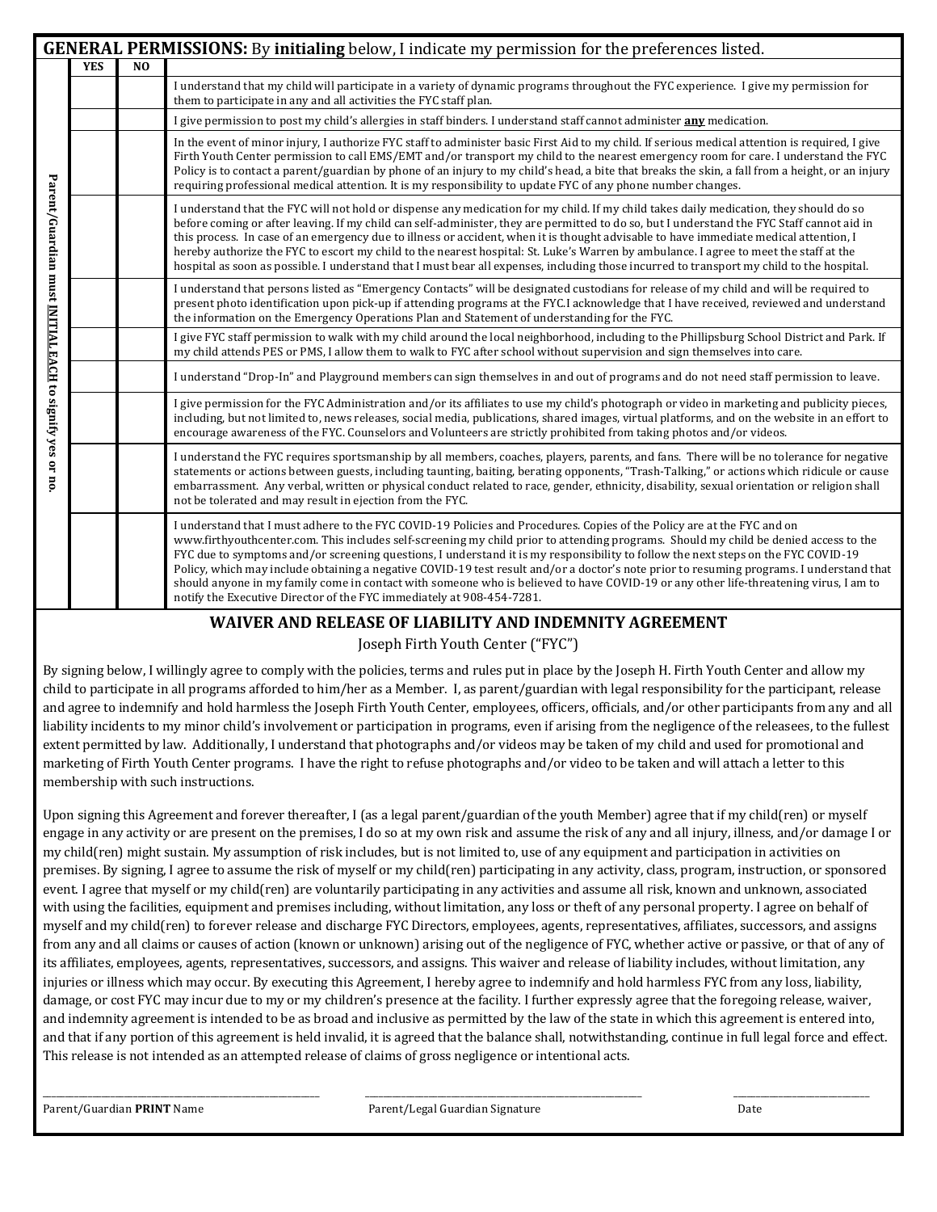**GENERAL PERMISSIONS:** By **initialing** below, I indicate my permission for the preferences listed.

| Parent/Guardian must INITIAL EACH to signify yes or no. | YES | NO | |
|---|---|---|---|
| | | | I understand that my child will participate in a variety of dynamic programs throughout the FYC experience. I give my permission for them to participate in any and all activities the FYC staff plan. |
| | | | I give permission to post my child's allergies in staff binders. I understand staff cannot administer **any** medication. |
| | | | In the event of minor injury, I authorize FYC staff to administer basic First Aid to my child. If serious medical attention is required, I give Firth Youth Center permission to call EMS/EMT and/or transport my child to the nearest emergency room for care. I understand the FYC Policy is to contact a parent/guardian by phone of an injury to my child's head, a bite that breaks the skin, a fall from a height, or an injury requiring professional medical attention. It is my responsibility to update FYC of any phone number changes. |
| | | | I understand that the FYC will not hold or dispense any medication for my child. If my child takes daily medication, they should do so before coming or after leaving. If my child can self-administer, they are permitted to do so, but I understand the FYC Staff cannot aid in this process. In case of an emergency due to illness or accident, when it is thought advisable to have immediate medical attention, I hereby authorize the FYC to escort my child to the nearest hospital: St. Luke's Warren by ambulance. I agree to meet the staff at the hospital as soon as possible. I understand that I must bear all expenses, including those incurred to transport my child to the hospital. |
| | | | I understand that persons listed as "Emergency Contacts" will be designated custodians for release of my child and will be required to present photo identification upon pick-up if attending programs at the FYC.I acknowledge that I have received, reviewed and understand the information on the Emergency Operations Plan and Statement of understanding for the FYC. |
| | | | I give FYC staff permission to walk with my child around the local neighborhood, including to the Phillipsburg School District and Park. If my child attends PES or PMS, I allow them to walk to FYC after school without supervision and sign themselves into care. |
| | | | I understand "Drop-In" and Playground members can sign themselves in and out of programs and do not need staff permission to leave. |
| | | | I give permission for the FYC Administration and/or its affiliates to use my child's photograph or video in marketing and publicity pieces, including, but not limited to, news releases, social media, publications, shared images, virtual platforms, and on the website in an effort to encourage awareness of the FYC. Counselors and Volunteers are strictly prohibited from taking photos and/or videos. |
| | | | I understand the FYC requires sportsmanship by all members, coaches, players, parents, and fans. There will be no tolerance for negative statements or actions between guests, including taunting, baiting, berating opponents, "Trash-Talking," or actions which ridicule or cause embarrassment. Any verbal, written or physical conduct related to race, gender, ethnicity, disability, sexual orientation or religion shall not be tolerated and may result in ejection from the FYC. |
| | | | I understand that I must adhere to the FYC COVID-19 Policies and Procedures. Copies of the Policy are at the FYC and on www.firthyouthcenter.com. This includes self-screening my child prior to attending programs. Should my child be denied access to the FYC due to symptoms and/or screening questions, I understand it is my responsibility to follow the next steps on the FYC COVID-19 Policy, which may include obtaining a negative COVID-19 test result and/or a doctor's note prior to resuming programs. I understand that should anyone in my family come in contact with someone who is believed to have COVID-19 or any other life-threatening virus, I am to notify the Executive Director of the FYC immediately at 908-454-7281. |

## WAIVER AND RELEASE OF LIABILITY AND INDEMNITY AGREEMENT

Joseph Firth Youth Center ("FYC")

By signing below, I willingly agree to comply with the policies, terms and rules put in place by the Joseph H. Firth Youth Center and allow my child to participate in all programs afforded to him/her as a Member. I, as parent/guardian with legal responsibility for the participant, release and agree to indemnify and hold harmless the Joseph Firth Youth Center, employees, officers, officials, and/or other participants from any and all liability incidents to my minor child's involvement or participation in programs, even if arising from the negligence of the releasees, to the fullest extent permitted by law. Additionally, I understand that photographs and/or videos may be taken of my child and used for promotional and marketing of Firth Youth Center programs. I have the right to refuse photographs and/or video to be taken and will attach a letter to this membership with such instructions.

Upon signing this Agreement and forever thereafter, I (as a legal parent/guardian of the youth Member) agree that if my child(ren) or myself engage in any activity or are present on the premises, I do so at my own risk and assume the risk of any and all injury, illness, and/or damage I or my child(ren) might sustain. My assumption of risk includes, but is not limited to, use of any equipment and participation in activities on premises. By signing, I agree to assume the risk of myself or my child(ren) participating in any activity, class, program, instruction, or sponsored event. I agree that myself or my child(ren) are voluntarily participating in any activities and assume all risk, known and unknown, associated with using the facilities, equipment and premises including, without limitation, any loss or theft of any personal property. I agree on behalf of myself and my child(ren) to forever release and discharge FYC Directors, employees, agents, representatives, affiliates, successors, and assigns from any and all claims or causes of action (known or unknown) arising out of the negligence of FYC, whether active or passive, or that of any of its affiliates, employees, agents, representatives, successors, and assigns. This waiver and release of liability includes, without limitation, any injuries or illness which may occur. By executing this Agreement, I hereby agree to indemnify and hold harmless FYC from any loss, liability, damage, or cost FYC may incur due to my or my children's presence at the facility. I further expressly agree that the foregoing release, waiver, and indemnity agreement is intended to be as broad and inclusive as permitted by the law of the state in which this agreement is entered into, and that if any portion of this agreement is held invalid, it is agreed that the balance shall, notwithstanding, continue in full legal force and effect. This release is not intended as an attempted release of claims of gross negligence or intentional acts.

\_\_\_\_\_\_\_\_\_\_\_\_\_\_\_\_\_\_\_\_\_\_\_\_\_\_\_\_\_\_ Parent/Guardian **PRINT** Name

\_\_\_\_\_\_\_\_\_\_\_\_\_\_\_\_\_\_\_\_\_\_\_\_\_\_\_\_\_\_ Parent/Legal Guardian Signature

\_\_\_\_\_\_\_\_\_\_\_\_\_\_\_ Date